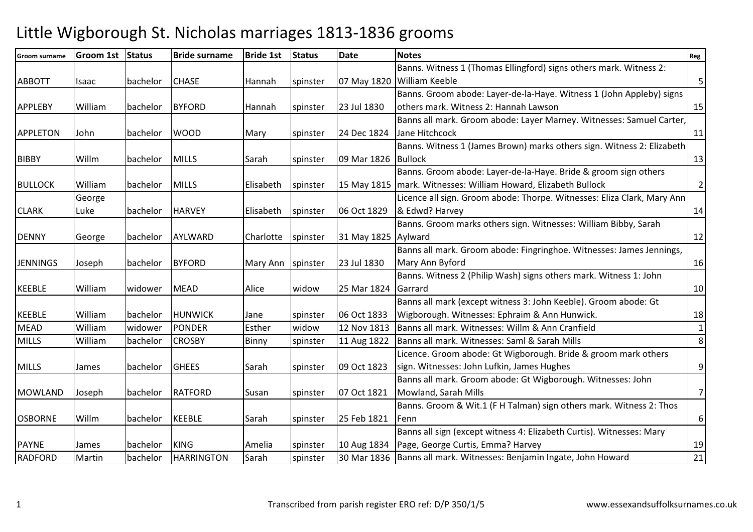# Little Wigborough St. Nicholas marriages 1813-1836 grooms

| Groom surname | Groom 1st | Status | Bride surname | Bride 1st | Status | Date | Notes | Reg |
|---|---|---|---|---|---|---|---|---|
| ABBOTT | Isaac | bachelor | CHASE | Hannah | spinster | 07 May 1820 | Banns. Witness 1 (Thomas Ellingford) signs others mark. Witness 2: William Keeble | 5 |
| APPLEBY | William | bachelor | BYFORD | Hannah | spinster | 23 Jul 1830 | Banns. Groom abode: Layer-de-la-Haye. Witness 1 (John Appleby) signs others mark. Witness 2: Hannah Lawson | 15 |
| APPLETON | John | bachelor | WOOD | Mary | spinster | 24 Dec 1824 | Banns all mark. Groom abode: Layer Marney. Witnesses: Samuel Carter, Jane Hitchcock | 11 |
| BIBBY | Willm | bachelor | MILLS | Sarah | spinster | 09 Mar 1826 | Banns. Witness 1 (James Brown) marks others sign. Witness 2: Elizabeth Bullock | 13 |
| BULLOCK | William | bachelor | MILLS | Elisabeth | spinster | 15 May 1815 | Banns. Groom abode: Layer-de-la-Haye. Bride & groom sign others mark. Witnesses: William Howard, Elizabeth Bullock | 2 |
| CLARK | George Luke | bachelor | HARVEY | Elisabeth | spinster | 06 Oct 1829 | Licence all sign. Groom abode: Thorpe. Witnesses: Eliza Clark, Mary Ann & Edwd? Harvey | 14 |
| DENNY | George | bachelor | AYLWARD | Charlotte | spinster | 31 May 1825 | Banns. Groom marks others sign. Witnesses: William Bibby, Sarah Aylward | 12 |
| JENNINGS | Joseph | bachelor | BYFORD | Mary Ann | spinster | 23 Jul 1830 | Banns all mark. Groom abode: Fingringhoe. Witnesses: James Jennings, Mary Ann Byford | 16 |
| KEEBLE | William | widower | MEAD | Alice | widow | 25 Mar 1824 | Banns. Witness 2 (Philip Wash) signs others mark. Witness 1: John Garrard | 10 |
| KEEBLE | William | bachelor | HUNWICK | Jane | spinster | 06 Oct 1833 | Banns all mark (except witness 3: John Keeble). Groom abode: Gt Wigborough. Witnesses: Ephraim & Ann Hunwick. | 18 |
| MEAD | William | widower | PONDER | Esther | widow | 12 Nov 1813 | Banns all mark. Witnesses: Willm & Ann Cranfield | 1 |
| MILLS | William | bachelor | CROSBY | Binny | spinster | 11 Aug 1822 | Banns all mark. Witnesses: Saml & Sarah Mills | 8 |
| MILLS | James | bachelor | GHEES | Sarah | spinster | 09 Oct 1823 | Licence. Groom abode: Gt Wigborough. Bride & groom mark others sign. Witnesses: John Lufkin, James Hughes | 9 |
| MOWLAND | Joseph | bachelor | RATFORD | Susan | spinster | 07 Oct 1821 | Banns all mark. Groom abode: Gt Wigborough. Witnesses: John Mowland, Sarah Mills | 7 |
| OSBORNE | Willm | bachelor | KEEBLE | Sarah | spinster | 25 Feb 1821 | Banns. Groom & Wit.1 (F H Talman) sign others mark. Witness 2: Thos Fenn | 6 |
| PAYNE | James | bachelor | KING | Amelia | spinster | 10 Aug 1834 | Banns all sign (except witness 4: Elizabeth Curtis). Witnesses: Mary Page, George Curtis, Emma? Harvey | 19 |
| RADFORD | Martin | bachelor | HARRINGTON | Sarah | spinster | 30 Mar 1836 | Banns all mark. Witnesses: Benjamin Ingate, John Howard | 21 |

Transcribed from parish register ERO ref: D/P 350/1/5 www.essexandsuffolksurnames.co.uk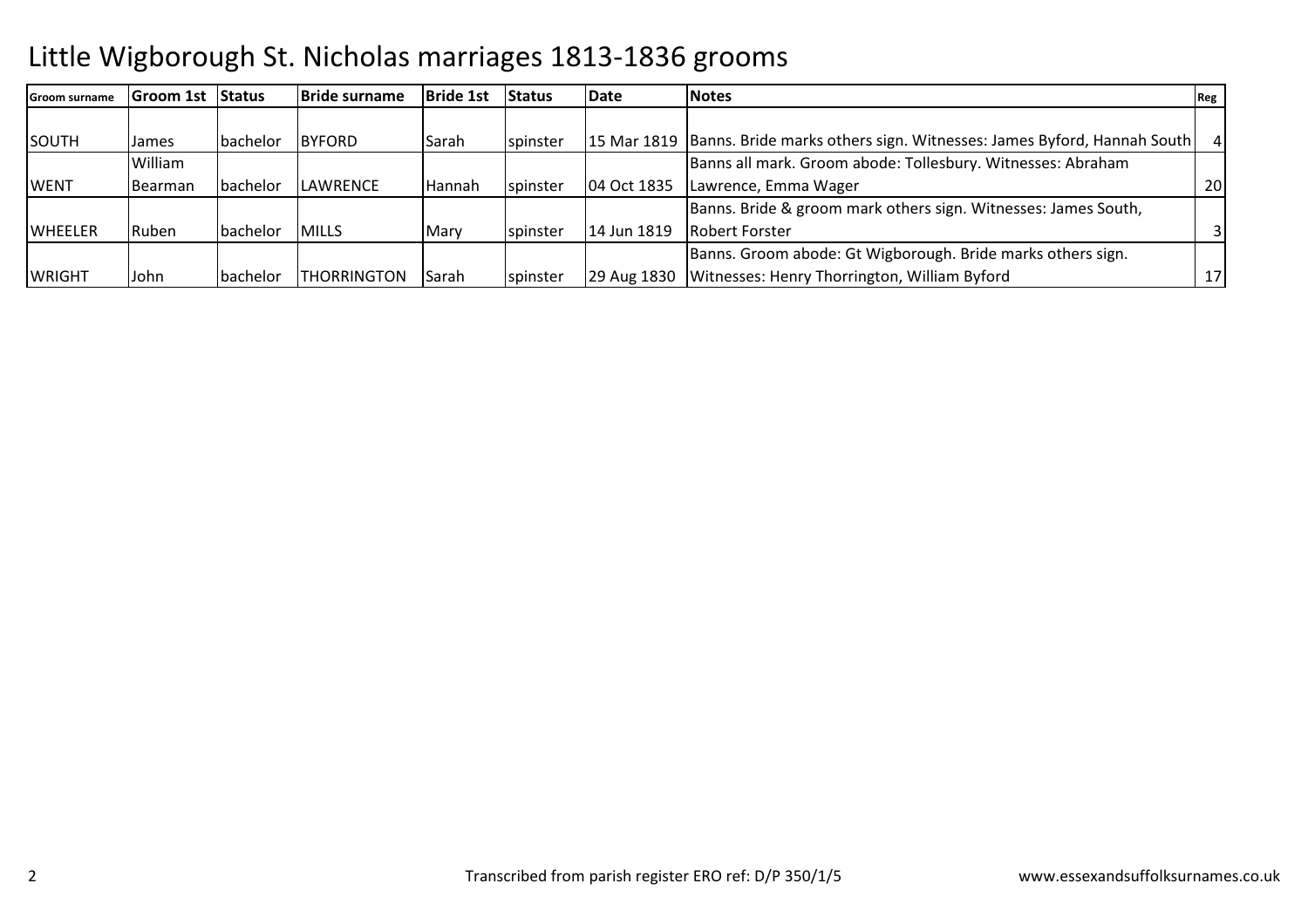# Little Wigborough St. Nicholas marriages 1813-1836 grooms

| Groom surname | Groom 1st | Status | Bride surname | Bride 1st | Status | Date | Notes | Reg |
|---|---|---|---|---|---|---|---|---|
| SOUTH | James | bachelor | BYFORD | Sarah | spinster | 15 Mar 1819 | Banns. Bride marks others sign. Witnesses: James Byford, Hannah South | 4 |
| WENT | William Bearman | bachelor | LAWRENCE | Hannah | spinster | 04 Oct 1835 | Banns all mark. Groom abode: Tollesbury. Witnesses: Abraham Lawrence, Emma Wager | 20 |
| WHEELER | Ruben | bachelor | MILLS | Mary | spinster | 14 Jun 1819 | Banns. Bride & groom mark others sign. Witnesses: James South, Robert Forster | 3 |
| WRIGHT | John | bachelor | THORRINGTON | Sarah | spinster | 29 Aug 1830 | Banns. Groom abode: Gt Wigborough. Bride marks others sign. Witnesses: Henry Thorrington, William Byford | 17 |

Transcribed from parish register ERO ref: D/P 350/1/5

www.essexandsuffolksurnames.co.uk